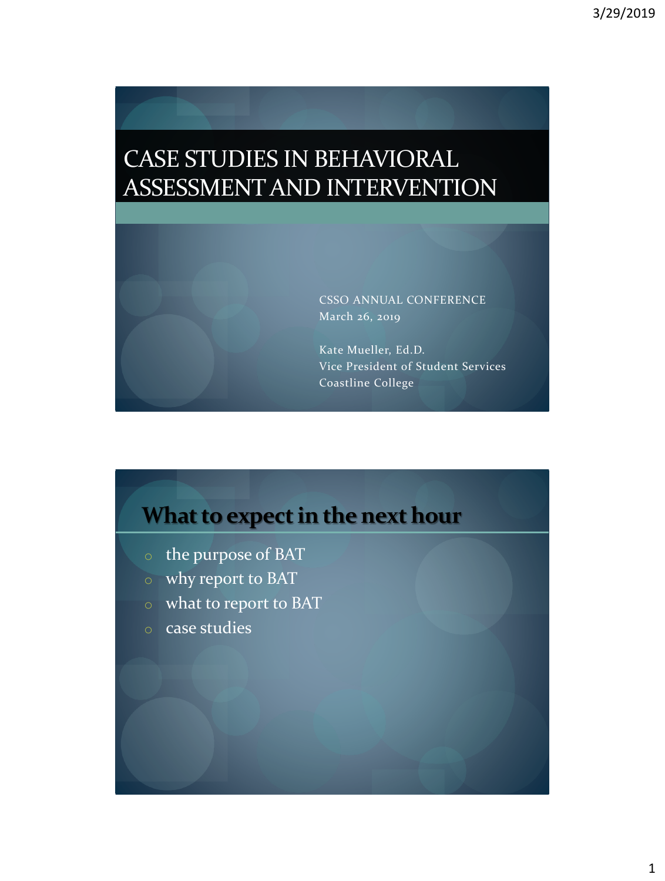# CASE STUDIES IN BEHAVIORAL ASSESSMENT AND INTERVENTION

CSSO ANNUAL CONFERENCE
March 26, 2019

Kate Mueller, Ed.D.
Vice President of Student Services
Coastline College

## What to expect in the next hour

- the purpose of BAT
- why report to BAT
- what to report to BAT
- case studies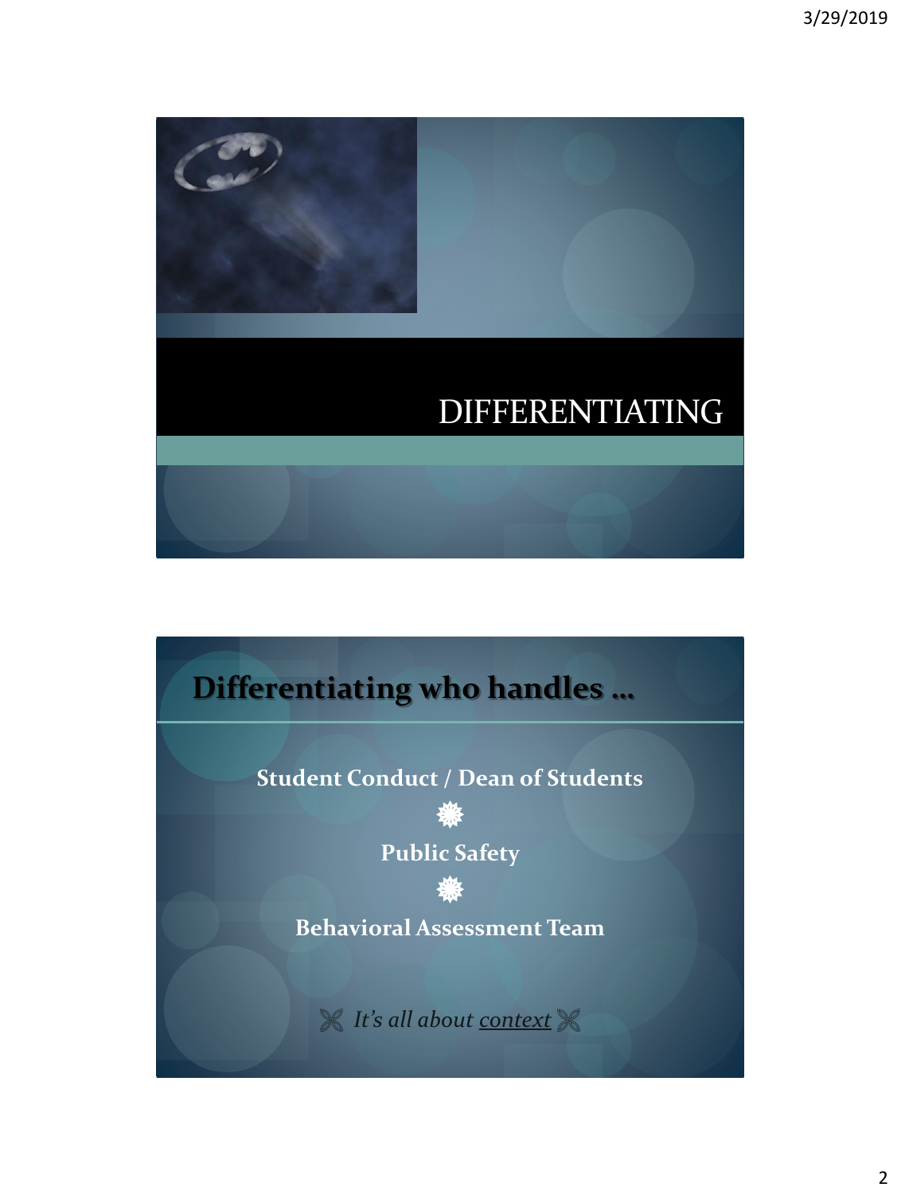# DIFFERENTIATING

## Differentiating who handles …

**Student Conduct / Dean of Students**

**Public Safety**

**Behavioral Assessment Team**

*It's all about context*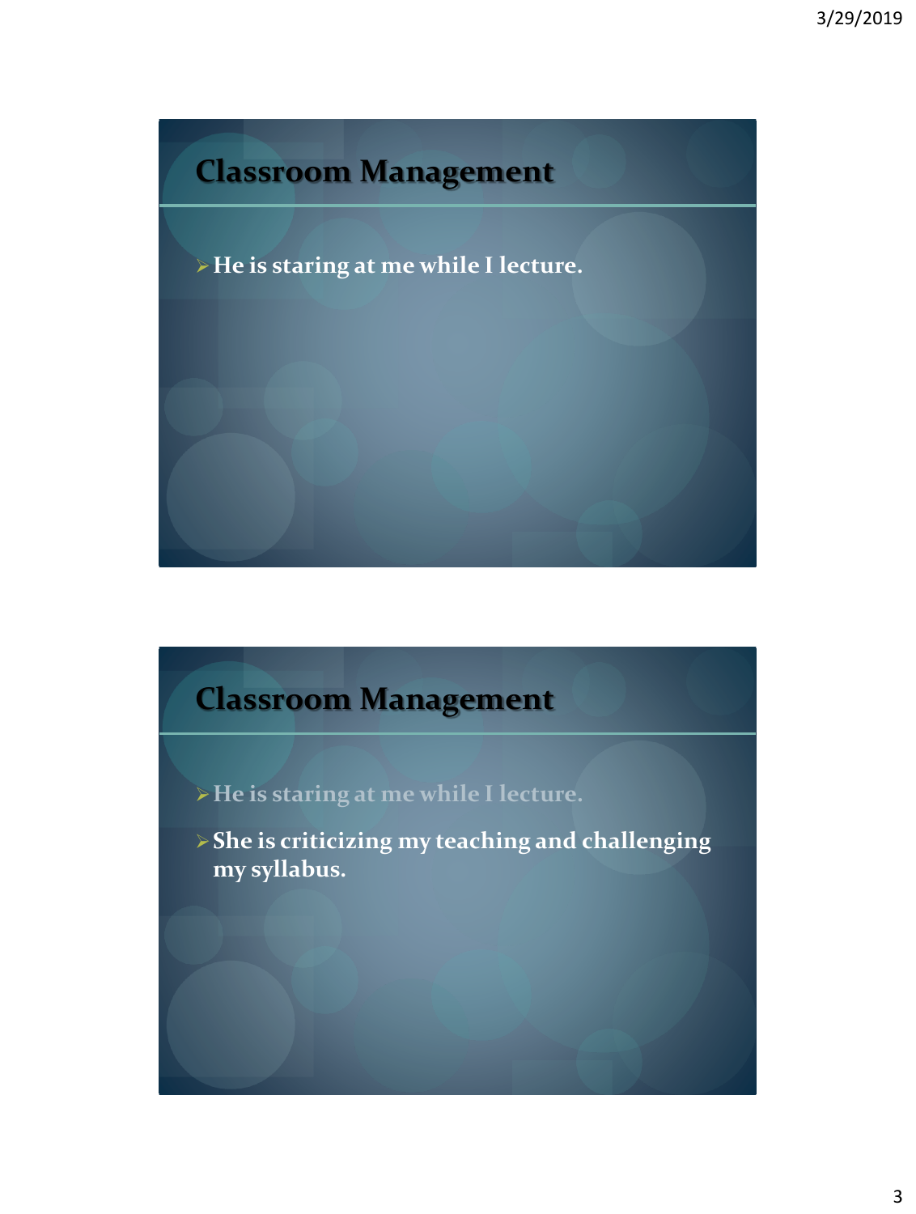## Classroom Management

- **He is staring at me while I lecture.**

## Classroom Management

- **He is staring at me while I lecture.**
- **She is criticizing my teaching and challenging my syllabus.**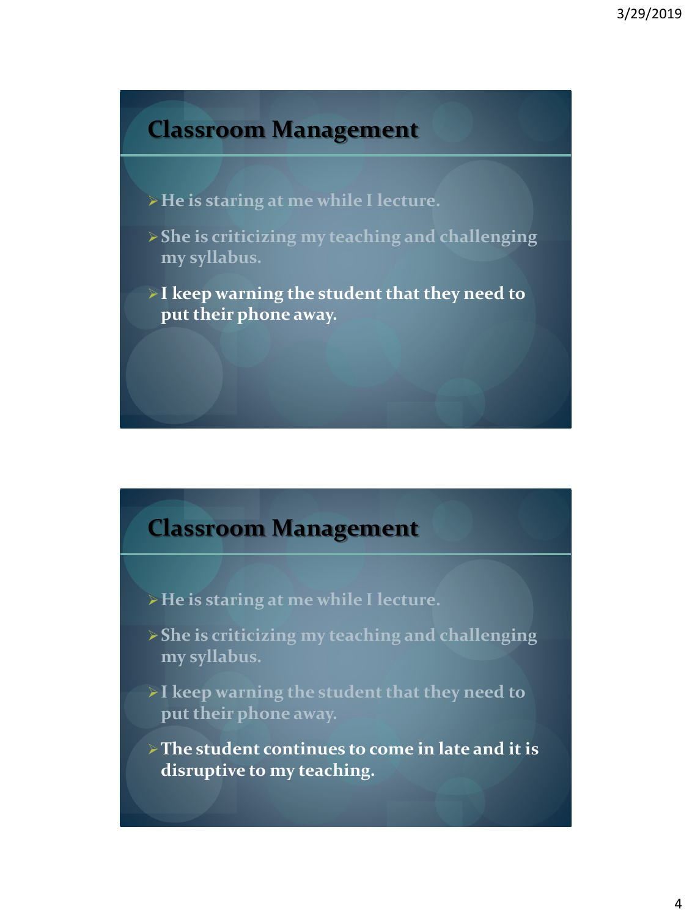## Classroom Management

- He is staring at me while I lecture.
- She is criticizing my teaching and challenging my syllabus.
- **I keep warning the student that they need to put their phone away.**

## Classroom Management

- He is staring at me while I lecture.
- She is criticizing my teaching and challenging my syllabus.
- I keep warning the student that they need to put their phone away.
- **The student continues to come in late and it is disruptive to my teaching.**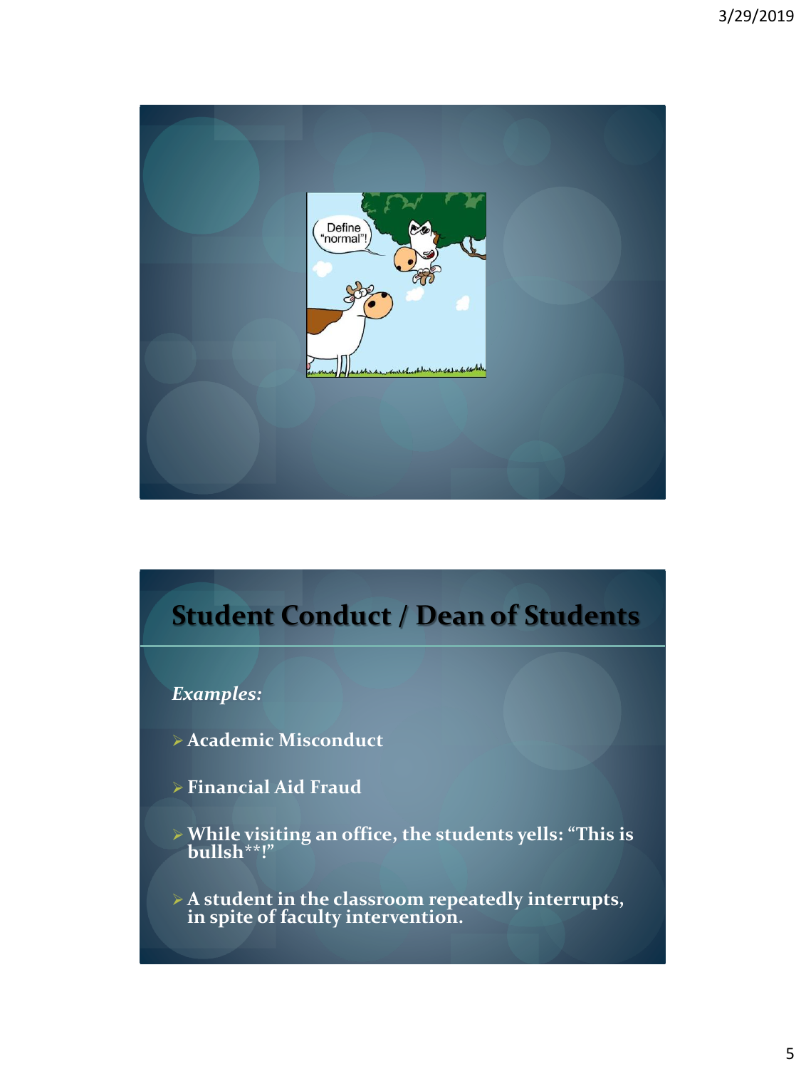Define "normal"!

## Student Conduct / Dean of Students

*Examples:*

- Academic Misconduct
- Financial Aid Fraud
- While visiting an office, the students yells: "This is bullsh**!"
- A student in the classroom repeatedly interrupts, in spite of faculty intervention.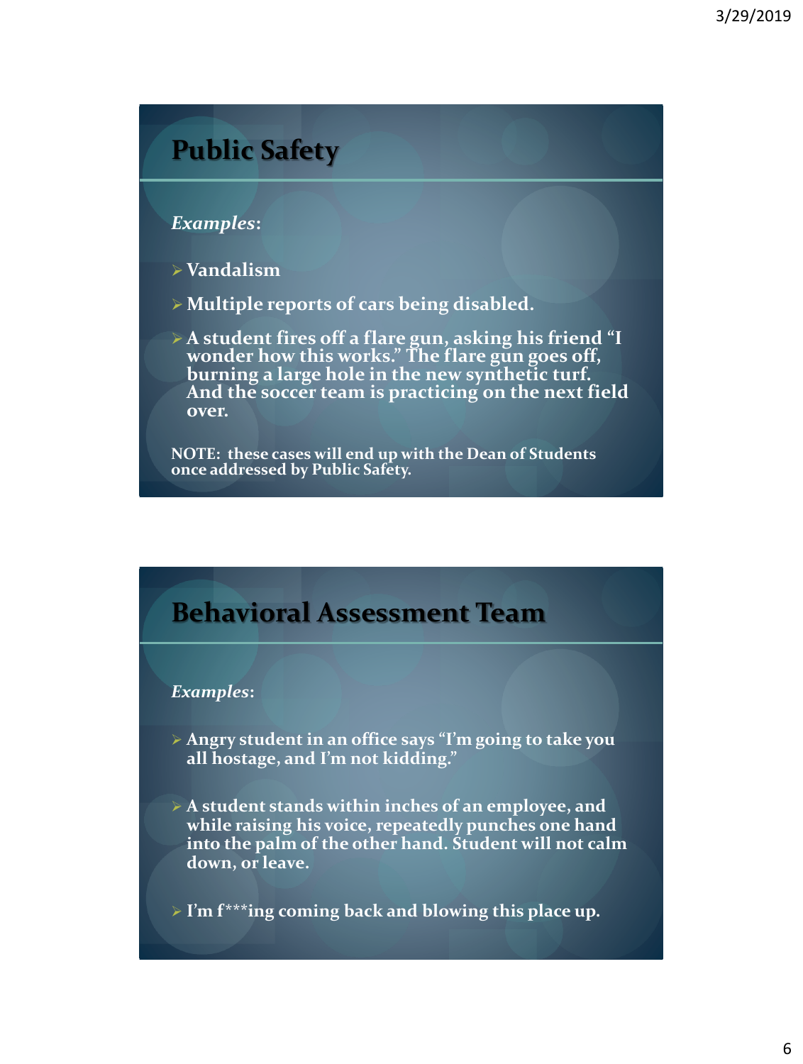## Public Safety

*Examples*:

- Vandalism
- Multiple reports of cars being disabled.
- A student fires off a flare gun, asking his friend "I wonder how this works." The flare gun goes off, burning a large hole in the new synthetic turf. And the soccer team is practicing on the next field over.

NOTE: these cases will end up with the Dean of Students once addressed by Public Safety.

## Behavioral Assessment Team

*Examples*:

- Angry student in an office says "I'm going to take you all hostage, and I'm not kidding."
- A student stands within inches of an employee, and while raising his voice, repeatedly punches one hand into the palm of the other hand. Student will not calm down, or leave.
- I'm f***ing coming back and blowing this place up.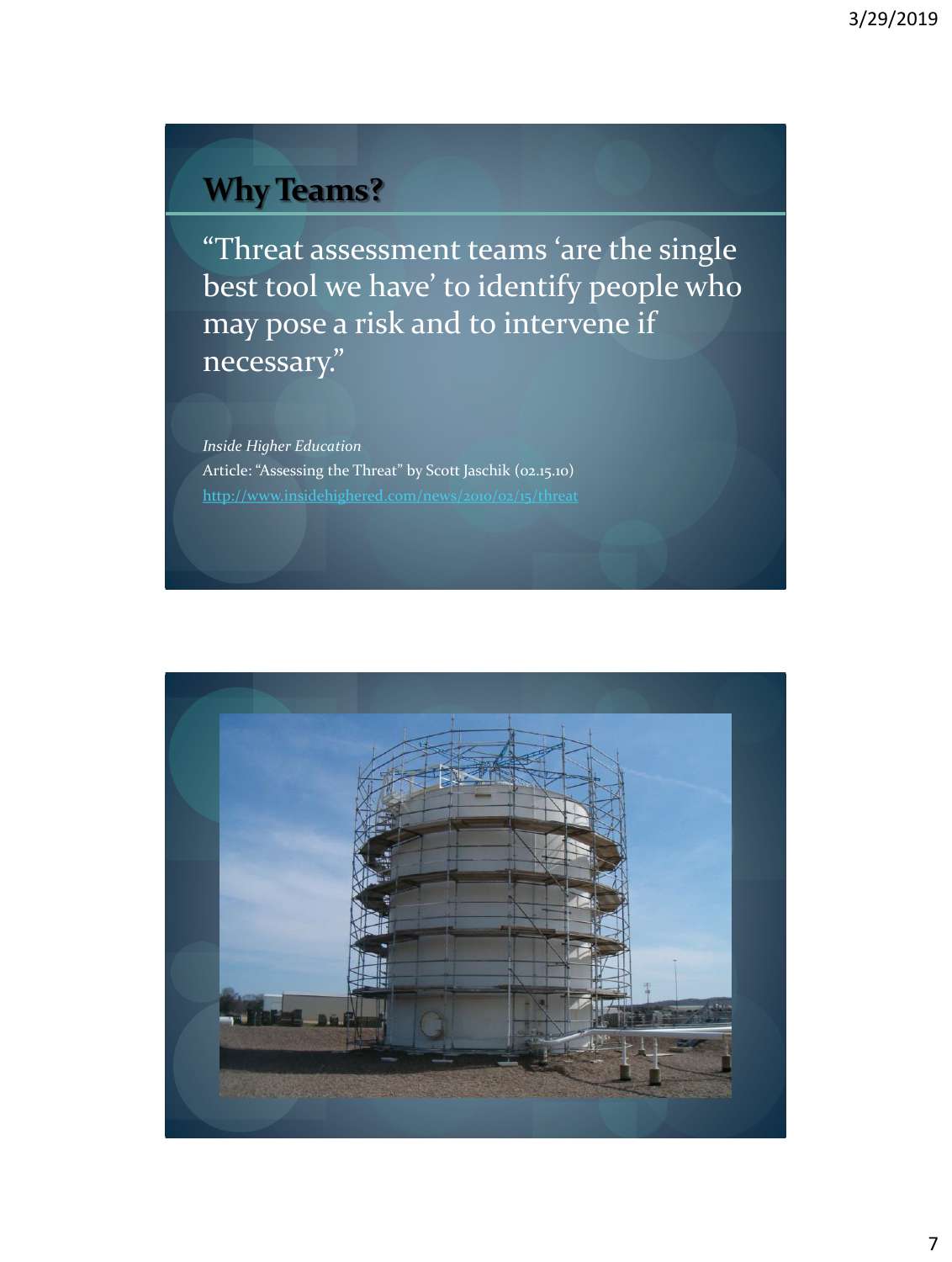## Why Teams?

"Threat assessment teams 'are the single best tool we have' to identify people who may pose a risk and to intervene if necessary."

*Inside Higher Education*

Article: "Assessing the Threat" by Scott Jaschik (02.15.10)

http://www.insidehighered.com/news/2010/02/15/threat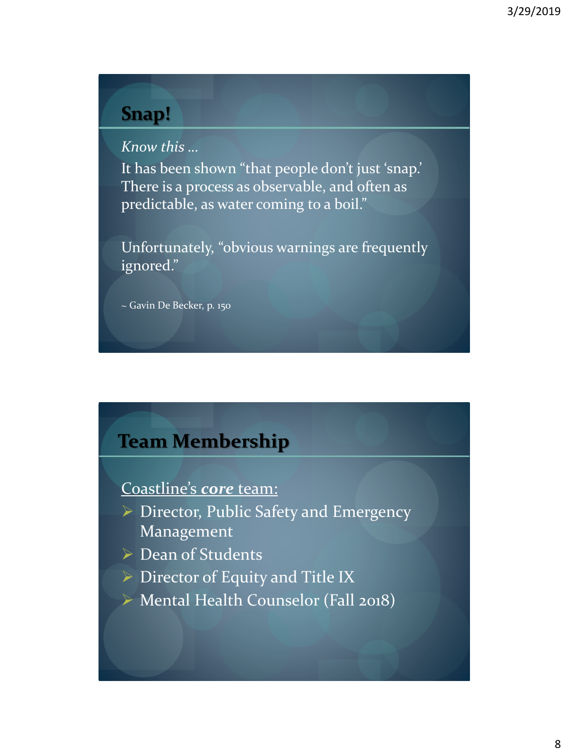## Snap!

*Know this …*

It has been shown "that people don't just 'snap.' There is a process as observable, and often as predictable, as water coming to a boil."

Unfortunately, "obvious warnings are frequently ignored."

~ Gavin De Becker, p. 150

## Team Membership

Coastline's ***core*** team:

- Director, Public Safety and Emergency Management
- Dean of Students
- Director of Equity and Title IX
- Mental Health Counselor (Fall 2018)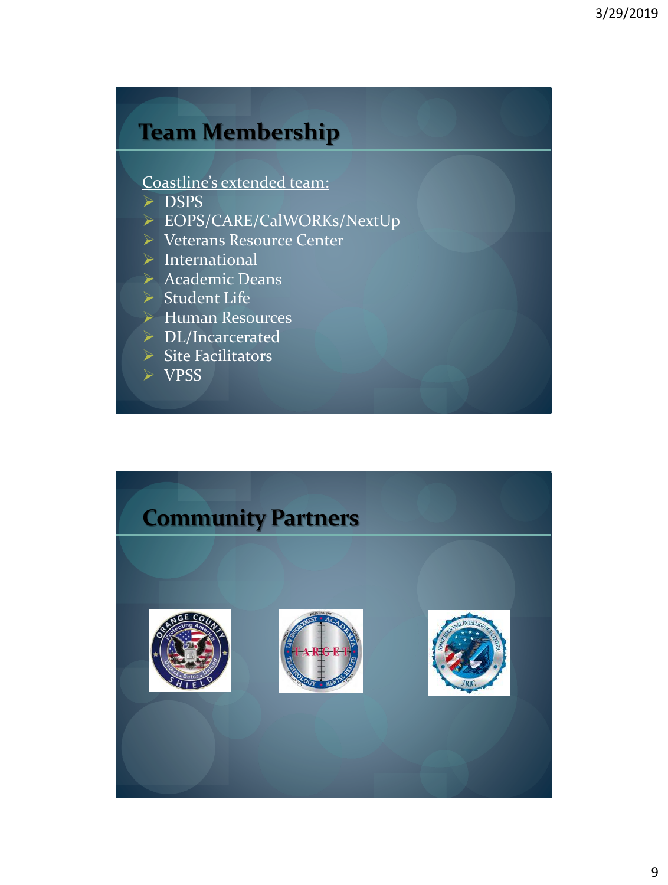## Team Membership

Coastline's extended team:

- DSPS
- EOPS/CARE/CalWORKs/NextUp
- Veterans Resource Center
- International
- Academic Deans
- Student Life
- Human Resources
- DL/Incarcerated
- Site Facilitators
- VPSS

## Community Partners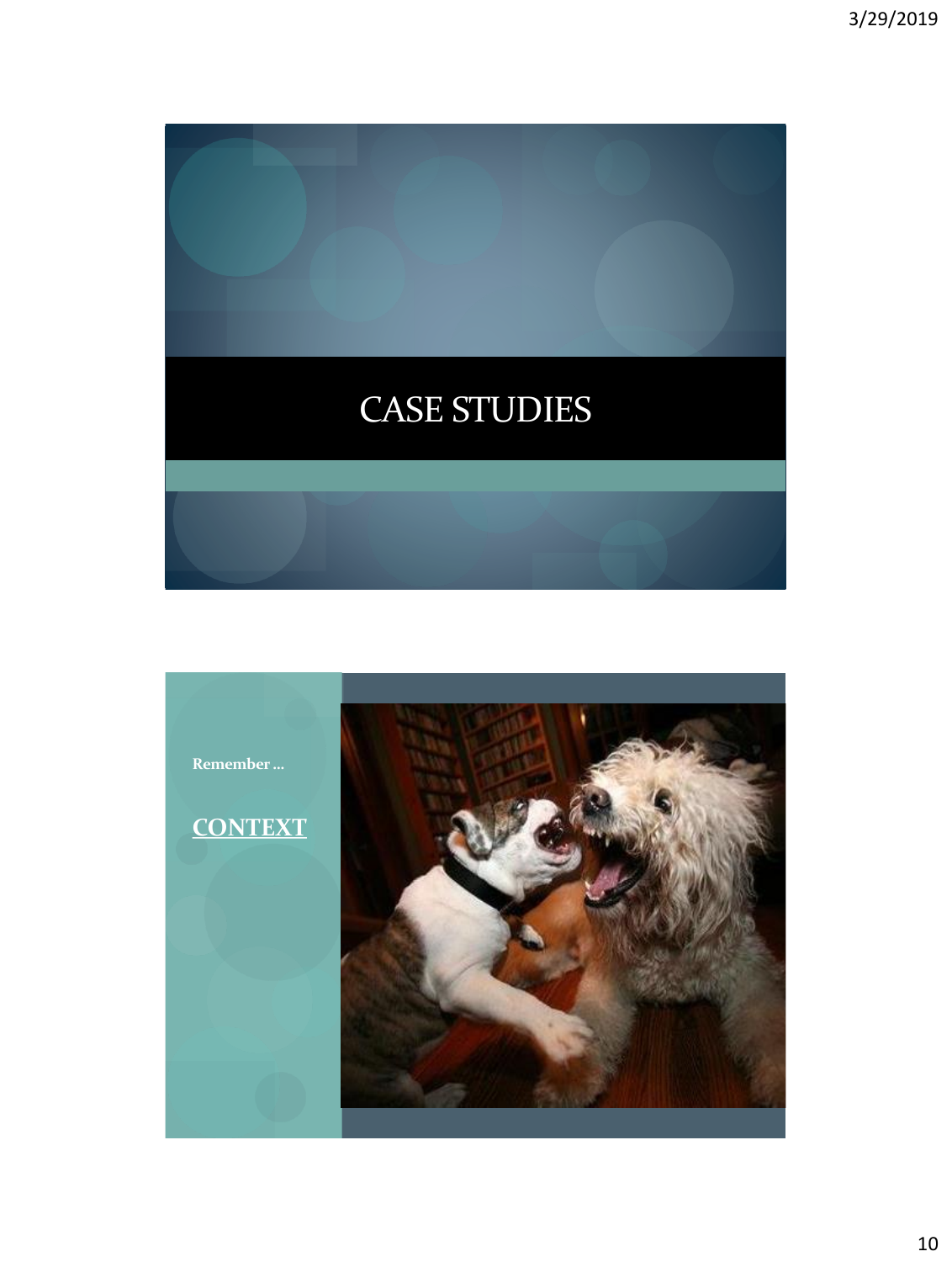# CASE STUDIES

Remember …

**CONTEXT**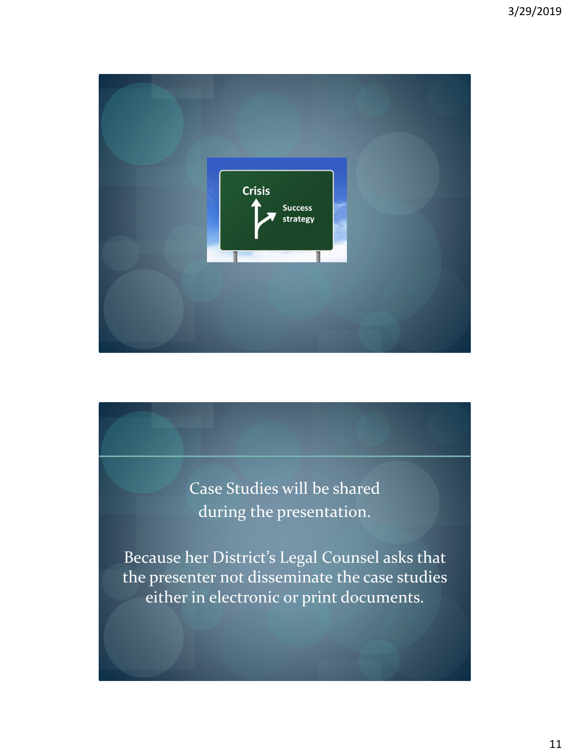Crisis

Success strategy

Case Studies will be shared during the presentation.

Because her District's Legal Counsel asks that the presenter not disseminate the case studies either in electronic or print documents.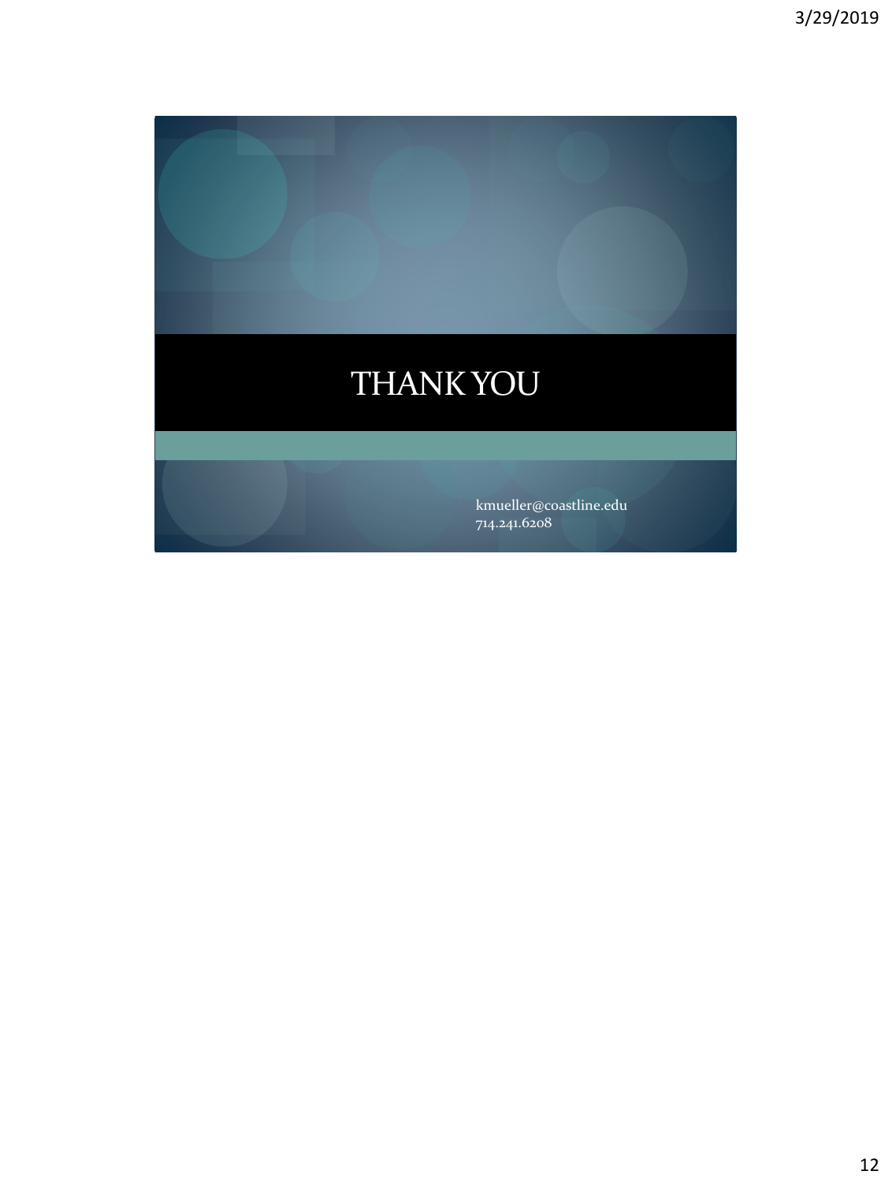# THANK YOU

kmueller@coastline.edu
714.241.6208